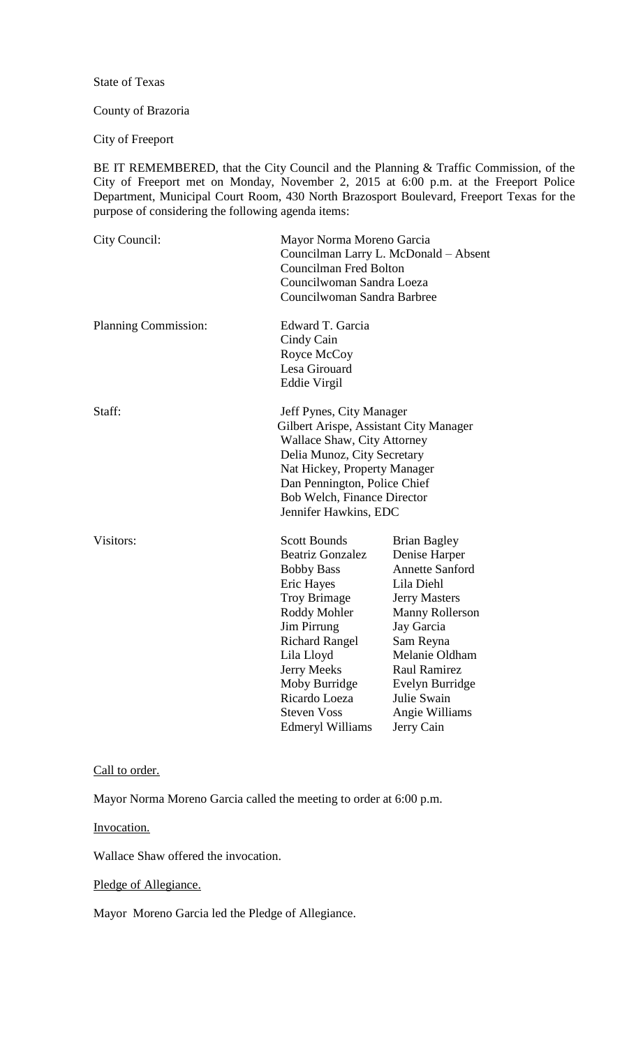State of Texas

County of Brazoria

City of Freeport

BE IT REMEMBERED, that the City Council and the Planning & Traffic Commission, of the City of Freeport met on Monday, November 2, 2015 at 6:00 p.m. at the Freeport Police Department, Municipal Court Room, 430 North Brazosport Boulevard, Freeport Texas for the purpose of considering the following agenda items:

City Council:
Mayor Norma Moreno Garcia
Councilman Larry L. McDonald – Absent
Councilman Fred Bolton
Councilwoman Sandra Loeza
Councilwoman Sandra Barbree

Planning Commission:
Edward T. Garcia
Cindy Cain
Royce McCoy
Lesa Girouard
Eddie Virgil

Staff:
Jeff Pynes, City Manager
Gilbert Arispe, Assistant City Manager
Wallace Shaw, City Attorney
Delia Munoz, City Secretary
Nat Hickey, Property Manager
Dan Pennington, Police Chief
Bob Welch, Finance Director
Jennifer Hawkins, EDC

Visitors:

| | |
|---|---|
| Scott Bounds | Brian Bagley |
| Beatriz Gonzalez | Denise Harper |
| Bobby Bass | Annette Sanford |
| Eric Hayes | Lila Diehl |
| Troy Brimage | Jerry Masters |
| Roddy Mohler | Manny Rollerson |
| Jim Pirrung | Jay Garcia |
| Richard Rangel | Sam Reyna |
| Lila Lloyd | Melanie Oldham |
| Jerry Meeks | Raul Ramirez |
| Moby Burridge | Evelyn Burridge |
| Ricardo Loeza | Julie Swain |
| Steven Voss | Angie Williams |
| Edmeryl Williams | Jerry Cain |

Call to order.

Mayor Norma Moreno Garcia called the meeting to order at 6:00 p.m.

Invocation.

Wallace Shaw offered the invocation.

Pledge of Allegiance.

Mayor Moreno Garcia led the Pledge of Allegiance.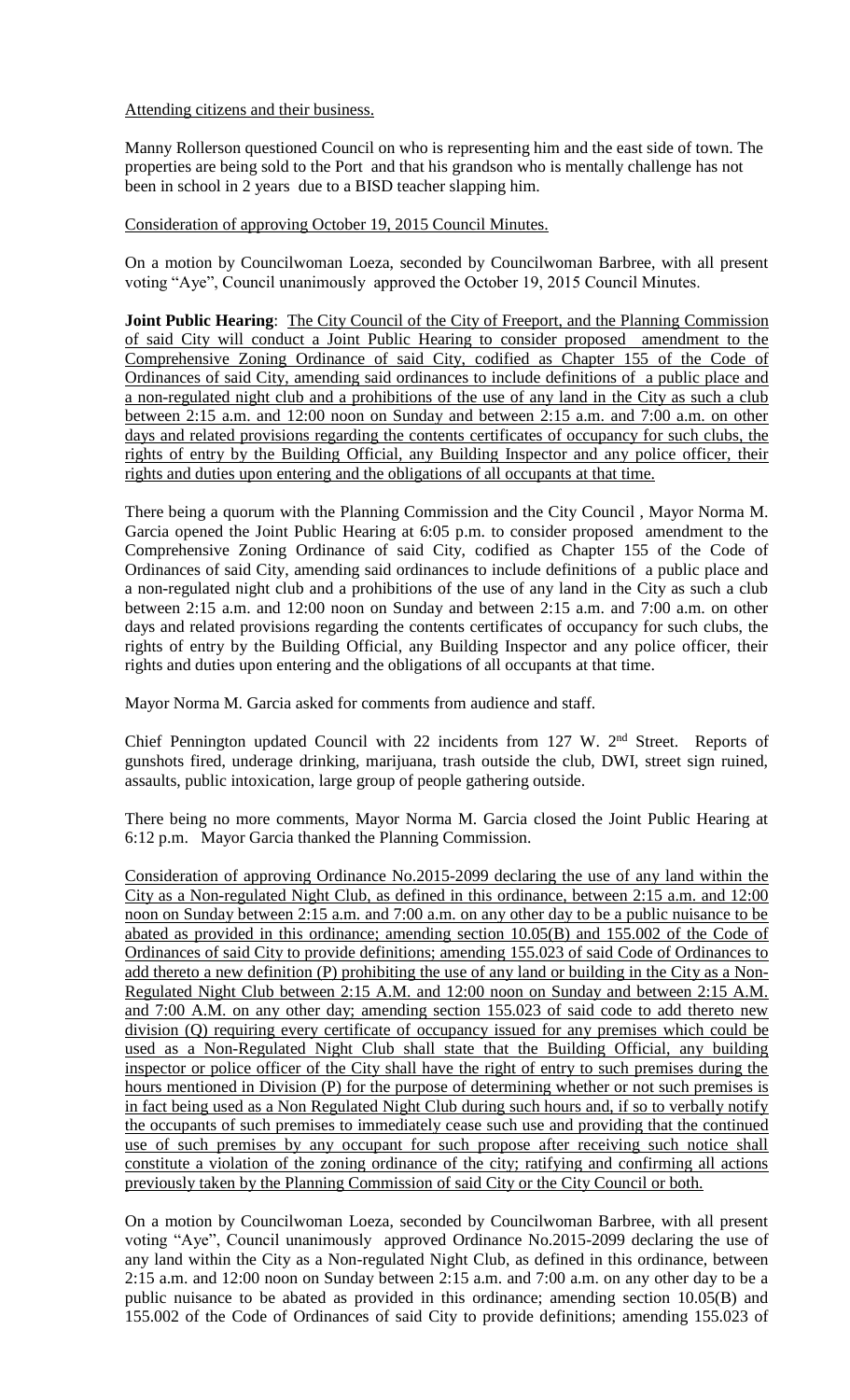Attending citizens and their business.

Manny Rollerson questioned Council on who is representing him and the east side of town. The properties are being sold to the Port and that his grandson who is mentally challenge has not been in school in 2 years due to a BISD teacher slapping him.

Consideration of approving October 19, 2015 Council Minutes.

On a motion by Councilwoman Loeza, seconded by Councilwoman Barbree, with all present voting "Aye", Council unanimously approved the October 19, 2015 Council Minutes.

**Joint Public Hearing**: The City Council of the City of Freeport, and the Planning Commission of said City will conduct a Joint Public Hearing to consider proposed amendment to the Comprehensive Zoning Ordinance of said City, codified as Chapter 155 of the Code of Ordinances of said City, amending said ordinances to include definitions of a public place and a non-regulated night club and a prohibitions of the use of any land in the City as such a club between 2:15 a.m. and 12:00 noon on Sunday and between 2:15 a.m. and 7:00 a.m. on other days and related provisions regarding the contents certificates of occupancy for such clubs, the rights of entry by the Building Official, any Building Inspector and any police officer, their rights and duties upon entering and the obligations of all occupants at that time.

There being a quorum with the Planning Commission and the City Council , Mayor Norma M. Garcia opened the Joint Public Hearing at 6:05 p.m. to consider proposed amendment to the Comprehensive Zoning Ordinance of said City, codified as Chapter 155 of the Code of Ordinances of said City, amending said ordinances to include definitions of a public place and a non-regulated night club and a prohibitions of the use of any land in the City as such a club between 2:15 a.m. and 12:00 noon on Sunday and between 2:15 a.m. and 7:00 a.m. on other days and related provisions regarding the contents certificates of occupancy for such clubs, the rights of entry by the Building Official, any Building Inspector and any police officer, their rights and duties upon entering and the obligations of all occupants at that time.

Mayor Norma M. Garcia asked for comments from audience and staff.

Chief Pennington updated Council with 22 incidents from 127 W. 2nd Street. Reports of gunshots fired, underage drinking, marijuana, trash outside the club, DWI, street sign ruined, assaults, public intoxication, large group of people gathering outside.

There being no more comments, Mayor Norma M. Garcia closed the Joint Public Hearing at 6:12 p.m. Mayor Garcia thanked the Planning Commission.

Consideration of approving Ordinance No.2015-2099 declaring the use of any land within the City as a Non-regulated Night Club, as defined in this ordinance, between 2:15 a.m. and 12:00 noon on Sunday between 2:15 a.m. and 7:00 a.m. on any other day to be a public nuisance to be abated as provided in this ordinance; amending section 10.05(B) and 155.002 of the Code of Ordinances of said City to provide definitions; amending 155.023 of said Code of Ordinances to add thereto a new definition (P) prohibiting the use of any land or building in the City as a Non-Regulated Night Club between 2:15 A.M. and 12:00 noon on Sunday and between 2:15 A.M. and 7:00 A.M. on any other day; amending section 155.023 of said code to add thereto new division (Q) requiring every certificate of occupancy issued for any premises which could be used as a Non-Regulated Night Club shall state that the Building Official, any building inspector or police officer of the City shall have the right of entry to such premises during the hours mentioned in Division (P) for the purpose of determining whether or not such premises is in fact being used as a Non Regulated Night Club during such hours and, if so to verbally notify the occupants of such premises to immediately cease such use and providing that the continued use of such premises by any occupant for such propose after receiving such notice shall constitute a violation of the zoning ordinance of the city; ratifying and confirming all actions previously taken by the Planning Commission of said City or the City Council or both.

On a motion by Councilwoman Loeza, seconded by Councilwoman Barbree, with all present voting "Aye", Council unanimously approved Ordinance No.2015-2099 declaring the use of any land within the City as a Non-regulated Night Club, as defined in this ordinance, between 2:15 a.m. and 12:00 noon on Sunday between 2:15 a.m. and 7:00 a.m. on any other day to be a public nuisance to be abated as provided in this ordinance; amending section 10.05(B) and 155.002 of the Code of Ordinances of said City to provide definitions; amending 155.023 of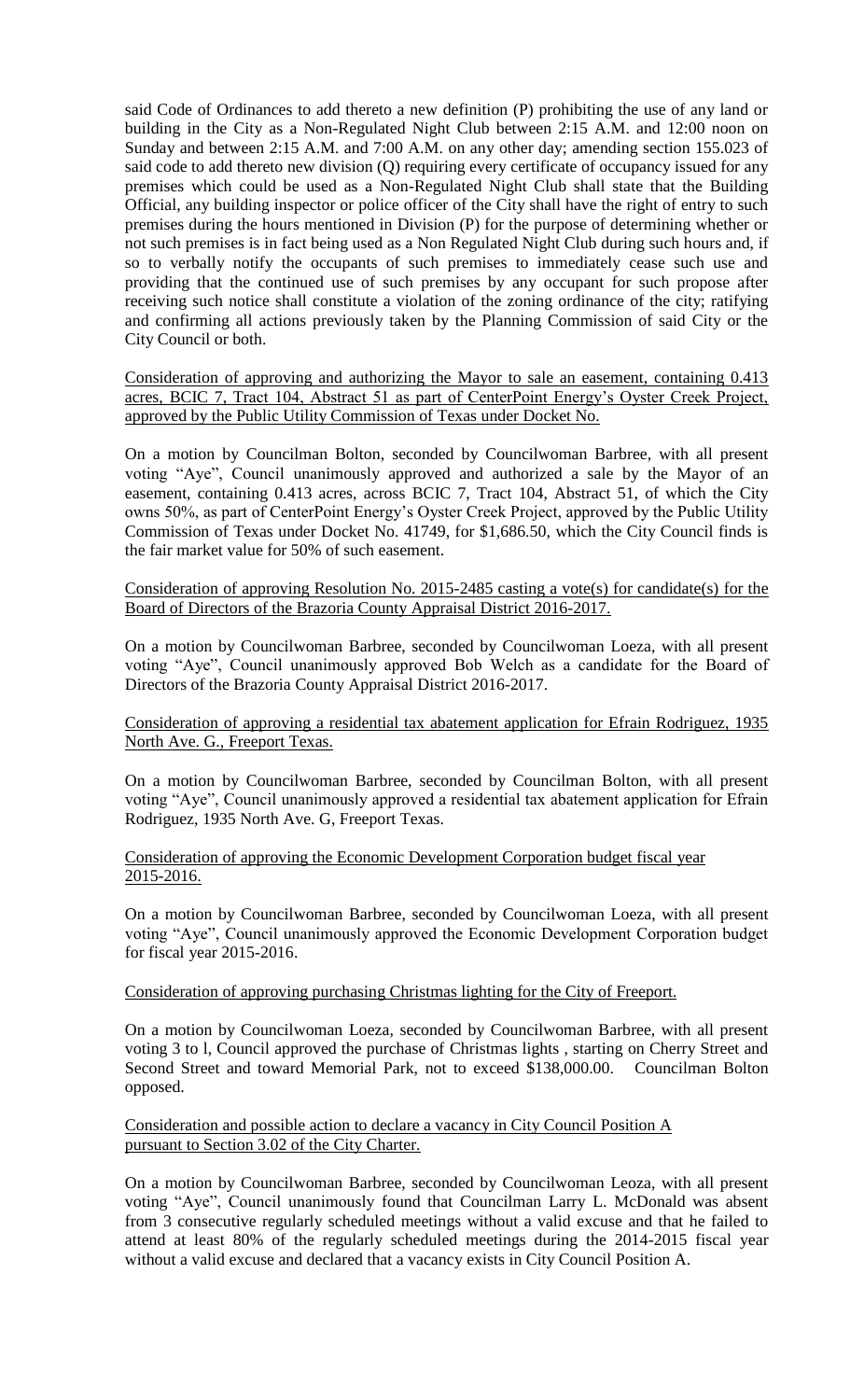said Code of Ordinances to add thereto a new definition (P) prohibiting the use of any land or building in the City as a Non-Regulated Night Club between 2:15 A.M. and 12:00 noon on Sunday and between 2:15 A.M. and 7:00 A.M. on any other day; amending section 155.023 of said code to add thereto new division (Q) requiring every certificate of occupancy issued for any premises which could be used as a Non-Regulated Night Club shall state that the Building Official, any building inspector or police officer of the City shall have the right of entry to such premises during the hours mentioned in Division (P) for the purpose of determining whether or not such premises is in fact being used as a Non Regulated Night Club during such hours and, if so to verbally notify the occupants of such premises to immediately cease such use and providing that the continued use of such premises by any occupant for such propose after receiving such notice shall constitute a violation of the zoning ordinance of the city; ratifying and confirming all actions previously taken by the Planning Commission of said City or the City Council or both.

<u>Consideration of approving and authorizing the Mayor to sale an easement, containing 0.413 acres, BCIC 7, Tract 104, Abstract 51 as part of CenterPoint Energy's Oyster Creek Project, approved by the Public Utility Commission of Texas under Docket No.</u>

On a motion by Councilman Bolton, seconded by Councilwoman Barbree, with all present voting "Aye", Council unanimously approved and authorized a sale by the Mayor of an easement, containing 0.413 acres, across BCIC 7, Tract 104, Abstract 51, of which the City owns 50%, as part of CenterPoint Energy's Oyster Creek Project, approved by the Public Utility Commission of Texas under Docket No. 41749, for $1,686.50, which the City Council finds is the fair market value for 50% of such easement.

<u>Consideration of approving Resolution No. 2015-2485 casting a vote(s) for candidate(s) for the Board of Directors of the Brazoria County Appraisal District 2016-2017.</u>

On a motion by Councilwoman Barbree, seconded by Councilwoman Loeza, with all present voting "Aye", Council unanimously approved Bob Welch as a candidate for the Board of Directors of the Brazoria County Appraisal District 2016-2017.

<u>Consideration of approving a residential tax abatement application for Efrain Rodriguez, 1935 North Ave. G., Freeport Texas.</u>

On a motion by Councilwoman Barbree, seconded by Councilman Bolton, with all present voting "Aye", Council unanimously approved a residential tax abatement application for Efrain Rodriguez, 1935 North Ave. G, Freeport Texas.

<u>Consideration of approving the Economic Development Corporation budget fiscal year 2015-2016.</u>

On a motion by Councilwoman Barbree, seconded by Councilwoman Loeza, with all present voting "Aye", Council unanimously approved the Economic Development Corporation budget for fiscal year 2015-2016.

<u>Consideration of approving purchasing Christmas lighting for the City of Freeport.</u>

On a motion by Councilwoman Loeza, seconded by Councilwoman Barbree, with all present voting 3 to l, Council approved the purchase of Christmas lights , starting on Cherry Street and Second Street and toward Memorial Park, not to exceed $138,000.00. Councilman Bolton opposed.

<u>Consideration and possible action to declare a vacancy in City Council Position A pursuant to Section 3.02 of the City Charter.</u>

On a motion by Councilwoman Barbree, seconded by Councilwoman Leoza, with all present voting "Aye", Council unanimously found that Councilman Larry L. McDonald was absent from 3 consecutive regularly scheduled meetings without a valid excuse and that he failed to attend at least 80% of the regularly scheduled meetings during the 2014-2015 fiscal year without a valid excuse and declared that a vacancy exists in City Council Position A.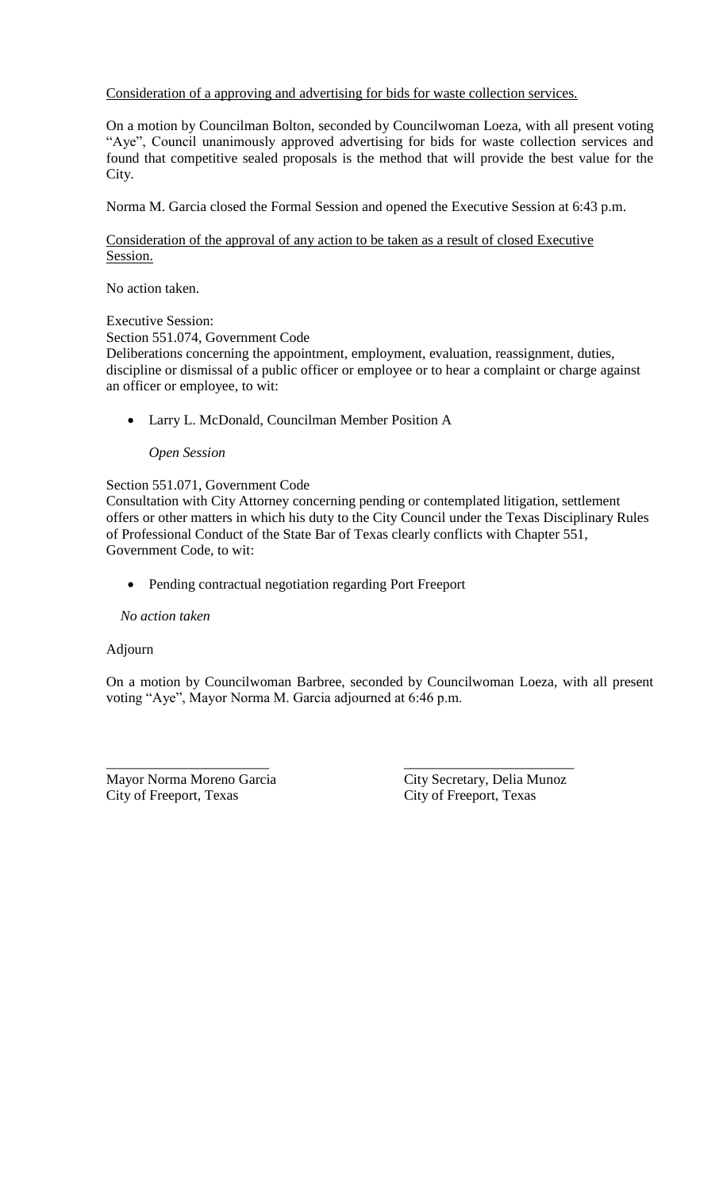<u>Consideration of a approving and advertising for bids for waste collection services.</u>

On a motion by Councilman Bolton, seconded by Councilwoman Loeza, with all present voting "Aye", Council unanimously approved advertising for bids for waste collection services and found that competitive sealed proposals is the method that will provide the best value for the City.

Norma M. Garcia closed the Formal Session and opened the Executive Session at 6:43 p.m.

<u>Consideration of the approval of any action to be taken as a result of closed Executive Session.</u>

No action taken.

Executive Session:
Section 551.074, Government Code
Deliberations concerning the appointment, employment, evaluation, reassignment, duties, discipline or dismissal of a public officer or employee or to hear a complaint or charge against an officer or employee, to wit:

- Larry L. McDonald, Councilman Member Position A

*Open Session*

Section 551.071, Government Code
Consultation with City Attorney concerning pending or contemplated litigation, settlement offers or other matters in which his duty to the City Council under the Texas Disciplinary Rules of Professional Conduct of the State Bar of Texas clearly conflicts with Chapter 551, Government Code, to wit:

- Pending contractual negotiation regarding Port Freeport

*No action taken*

Adjourn

On a motion by Councilwoman Barbree, seconded by Councilwoman Loeza, with all present voting "Aye", Mayor Norma M. Garcia adjourned at 6:46 p.m.

_______________________ _______________________

Mayor Norma Moreno Garcia
City of Freeport, Texas

City Secretary, Delia Munoz
City of Freeport, Texas